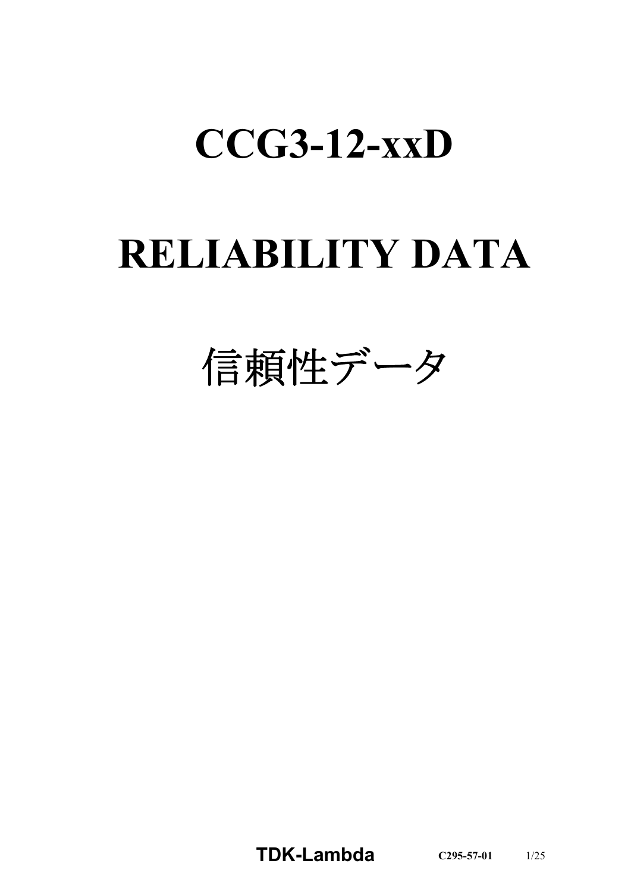# CCG3-12-xxD

# RELIABILITY DATA

# 信頼性データ

**TDK-Lambda** **C295-57-01**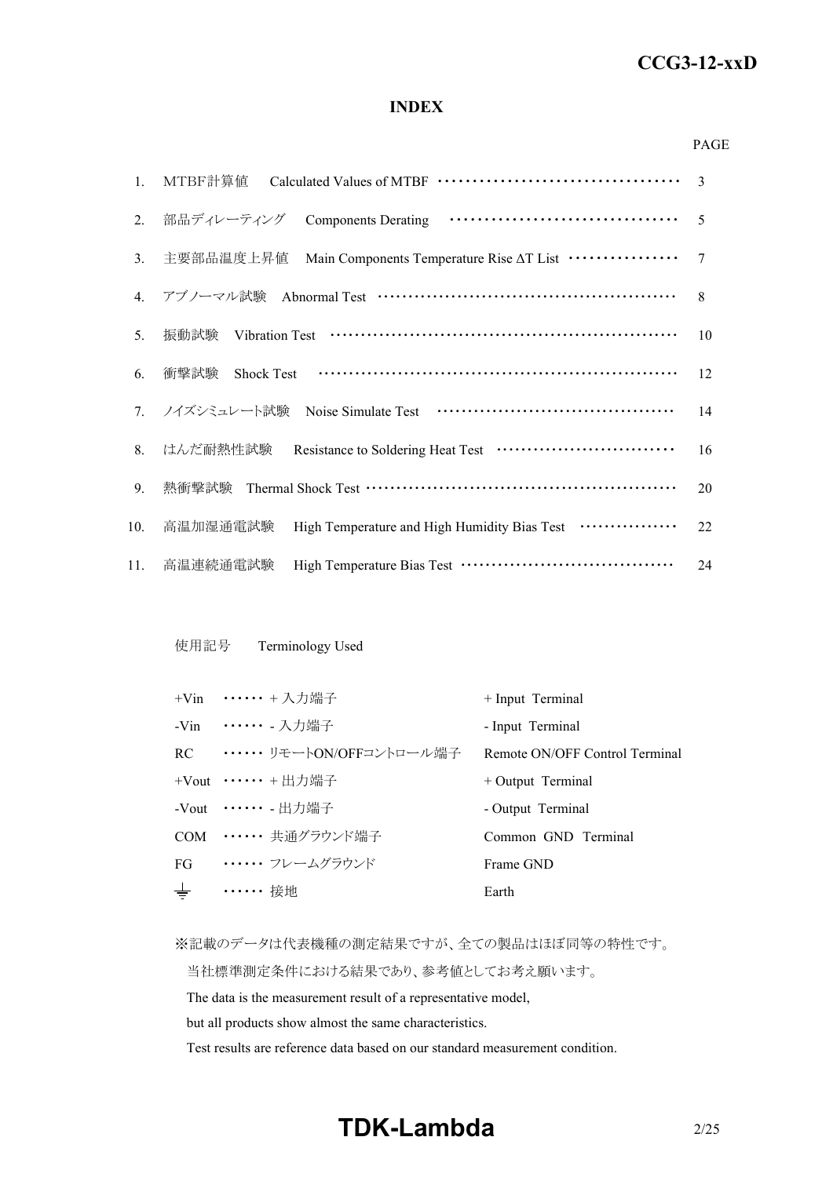# INDEX

| | | PAGE |
|---|---|---|
| 1. | MTBF計算値　Calculated Values of MTBF | 3 |
| 2. | 部品ディレーティング　Components Derating | 5 |
| 3. | 主要部品温度上昇値　Main Components Temperature Rise ΔT List | 7 |
| 4. | アブノーマル試験　Abnormal Test | 8 |
| 5. | 振動試験　Vibration Test | 10 |
| 6. | 衝撃試験　Shock Test | 12 |
| 7. | ノイズシミュレート試験　Noise Simulate Test | 14 |
| 8. | はんだ耐熱性試験　Resistance to Soldering Heat Test | 16 |
| 9. | 熱衝撃試験　Thermal Shock Test | 20 |
| 10. | 高温加湿通電試験　High Temperature and High Humidity Bias Test | 22 |
| 11. | 高温連続通電試験　High Temperature Bias Test | 24 |

使用記号　Terminology Used

| | | |
|---|---|---|
| +Vin | ・・・・・・ + 入力端子 | + Input Terminal |
| -Vin | ・・・・・・ - 入力端子 | - Input Terminal |
| RC | ・・・・・・ リモートON/OFFコントロール端子 | Remote ON/OFF Control Terminal |
| +Vout | ・・・・・・ + 出力端子 | + Output Terminal |
| -Vout | ・・・・・・ - 出力端子 | - Output Terminal |
| COM | ・・・・・・ 共通グラウンド端子 | Common GND Terminal |
| FG | ・・・・・・ フレームグラウンド | Frame GND |
| ⏚ | ・・・・・・ 接地 | Earth |

※記載のデータは代表機種の測定結果ですが、全ての製品はほぼ同等の特性です。
当社標準測定条件における結果であり、参考値としてお考え願います。
The data is the measurement result of a representative model,
but all products show almost the same characteristics.
Test results are reference data based on our standard measurement condition.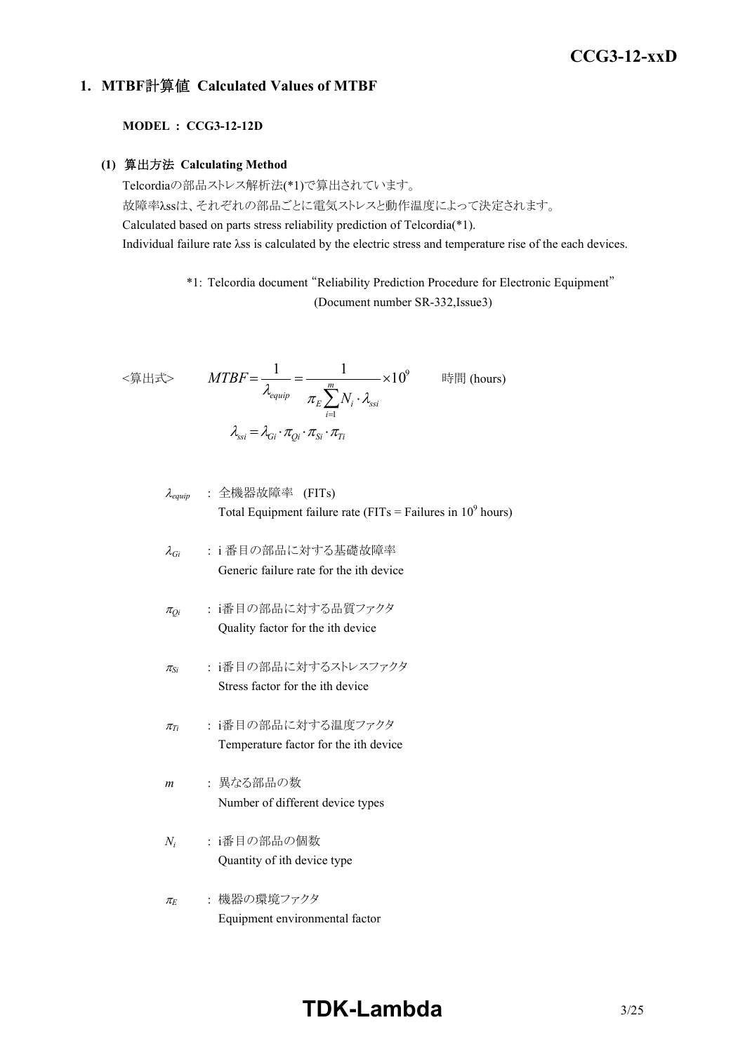## 1. MTBF計算値 Calculated Values of MTBF

**MODEL : CCG3-12-12D**

### (1) 算出方法 Calculating Method

Telcordiaの部品ストレス解析法(*1)で算出されています。

故障率λssは、それぞれの部品ごとに電気ストレスと動作温度によって決定されます。

Calculated based on parts stress reliability prediction of Telcordia(*1).

Individual failure rate λss is calculated by the electric stress and temperature rise of the each devices.

*1: Telcordia document "Reliability Prediction Procedure for Electronic Equipment" (Document number SR-332,Issue3)

<算出式>

$$MTBF = \frac{1}{\lambda_{equip}} = \frac{1}{\pi_E \sum_{i=1}^{m} N_i \cdot \lambda_{ssi}} \times 10^9 \quad \text{時間 (hours)}$$

$$\lambda_{ssi} = \lambda_{Gi} \cdot \pi_{Qi} \cdot \pi_{Si} \cdot \pi_{Ti}$$

$\lambda_{equip}$ : 全機器故障率 (FITs)
Total Equipment failure rate (FITs = Failures in $10^9$ hours)

$\lambda_{Gi}$ : i 番目の部品に対する基礎故障率
Generic failure rate for the ith device

$\pi_{Qi}$ : i番目の部品に対する品質ファクタ
Quality factor for the ith device

$\pi_{Si}$ : i番目の部品に対するストレスファクタ
Stress factor for the ith device

$\pi_{Ti}$ : i番目の部品に対する温度ファクタ
Temperature factor for the ith device

$m$ : 異なる部品の数
Number of different device types

$N_i$ : i番目の部品の個数
Quantity of ith device type

$\pi_E$ : 機器の環境ファクタ
Equipment environmental factor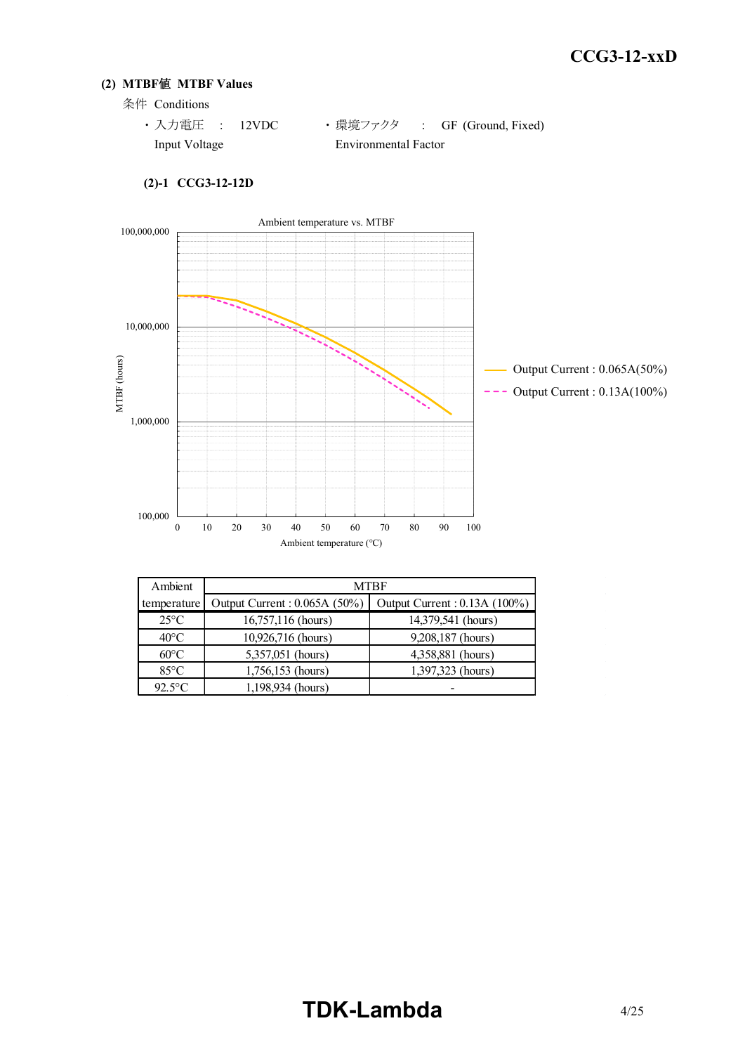## (2) MTBF値 MTBF Values

条件 Conditions

- 入力電圧 : 12VDC
  Input Voltage
- 環境ファクタ : GF (Ground, Fixed)
  Environmental Factor

### (2)-1 CCG3-12-12D

Ambient temperature vs. MTBF

| Ambient temperature | MTBF | |
|---|---|---|
| | Output Current : 0.065A (50%) | Output Current : 0.13A (100%) |
| 25°C | 16,757,116 (hours) | 14,379,541 (hours) |
| 40°C | 10,926,716 (hours) | 9,208,187 (hours) |
| 60°C | 5,357,051 (hours) | 4,358,881 (hours) |
| 85°C | 1,756,153 (hours) | 1,397,323 (hours) |
| 92.5°C | 1,198,934 (hours) | - |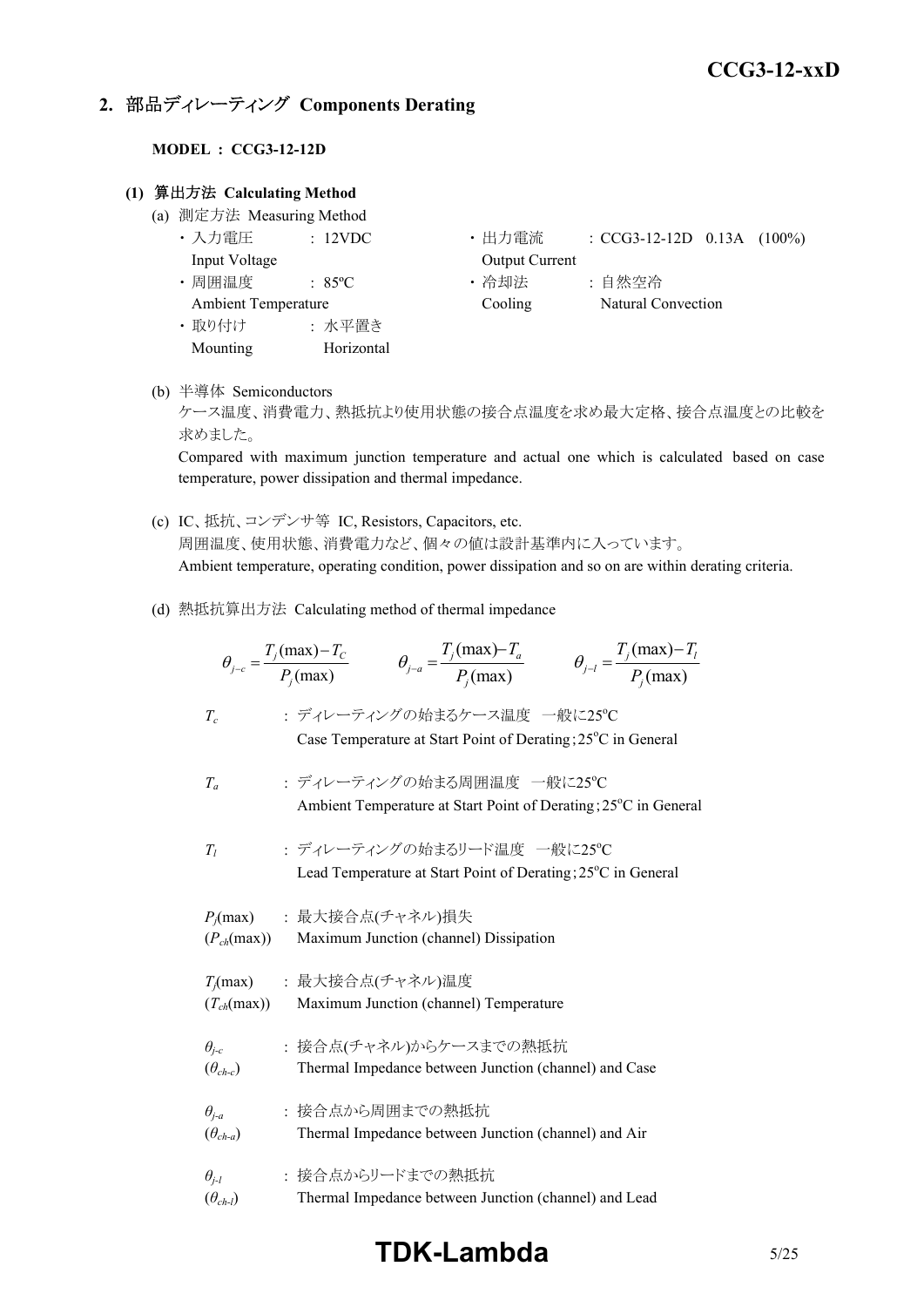## 2. 部品ディレーティング Components Derating

**MODEL : CCG3-12-12D**

### (1) 算出方法 Calculating Method

(a) 測定方法 Measuring Method

- 入力電圧 Input Voltage : 12VDC
- 出力電流 Output Current : CCG3-12-12D 0.13A (100%)
- 周囲温度 Ambient Temperature : 85ºC
- 冷却法 Cooling : 自然空冷 Natural Convection
- 取り付け Mounting : 水平置き Horizontal

(b) 半導体 Semiconductors

ケース温度、消費電力、熱抵抗より使用状態の接合点温度を求め最大定格、接合点温度との比較を求めました。

Compared with maximum junction temperature and actual one which is calculated based on case temperature, power dissipation and thermal impedance.

(c) IC、抵抗、コンデンサ等 IC, Resistors, Capacitors, etc.

周囲温度、使用状態、消費電力など、個々の値は設計基準内に入っています。

Ambient temperature, operating condition, power dissipation and so on are within derating criteria.

(d) 熱抵抗算出方法 Calculating method of thermal impedance

$$\theta_{j-c} = \frac{T_j(\max) - T_C}{P_j(\max)} \qquad \theta_{j-a} = \frac{T_j(\max) - T_a}{P_j(\max)} \qquad \theta_{j-l} = \frac{T_j(\max) - T_l}{P_j(\max)}$$

$T_c$ : ディレーティングの始まるケース温度 一般に25ºC
Case Temperature at Start Point of Derating;25ºC in General

$T_a$ : ディレーティングの始まる周囲温度 一般に25ºC
Ambient Temperature at Start Point of Derating;25ºC in General

$T_l$ : ディレーティングの始まるリード温度 一般に25ºC
Lead Temperature at Start Point of Derating;25ºC in General

$P_j(\max)$ ($P_{ch}(\max)$) : 最大接合点(チャネル)損失
Maximum Junction (channel) Dissipation

$T_j(\max)$ ($T_{ch}(\max)$) : 最大接合点(チャネル)温度
Maximum Junction (channel) Temperature

$\theta_{j-c}$ ($\theta_{ch-c}$) : 接合点(チャネル)からケースまでの熱抵抗
Thermal Impedance between Junction (channel) and Case

$\theta_{j-a}$ ($\theta_{ch-a}$) : 接合点から周囲までの熱抵抗
Thermal Impedance between Junction (channel) and Air

$\theta_{j-l}$ ($\theta_{ch-l}$) : 接合点からリードまでの熱抵抗
Thermal Impedance between Junction (channel) and Lead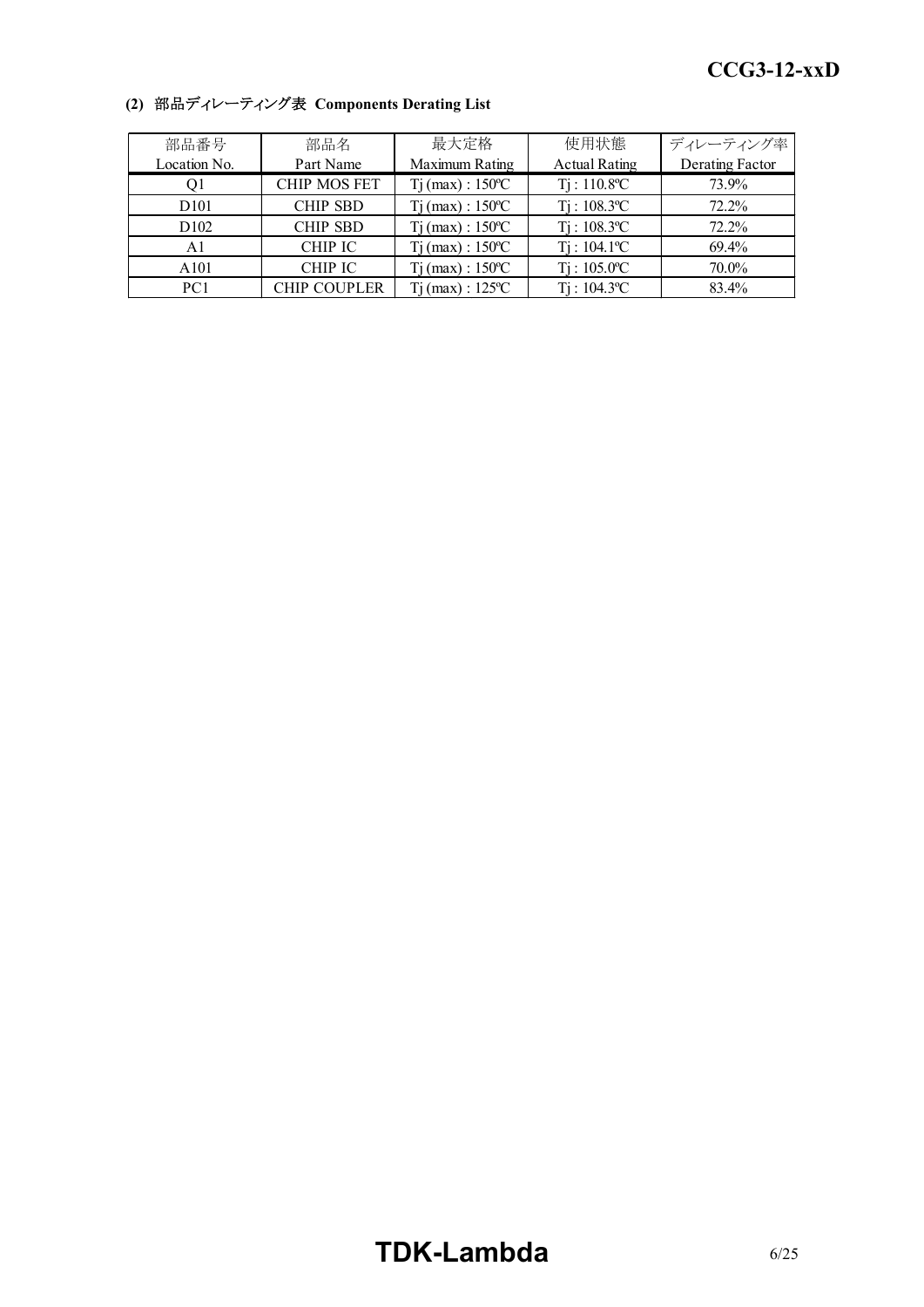**(2) 部品ディレーティング表 Components Derating List**

| 部品番号<br>Location No. | 部品名<br>Part Name | 最大定格<br>Maximum Rating | 使用状態<br>Actual Rating | ディレーティング率<br>Derating Factor |
|---|---|---|---|---|
| Q1 | CHIP MOS FET | Tj (max) : 150ºC | Tj : 110.8ºC | 73.9% |
| D101 | CHIP SBD | Tj (max) : 150ºC | Tj : 108.3ºC | 72.2% |
| D102 | CHIP SBD | Tj (max) : 150ºC | Tj : 108.3ºC | 72.2% |
| A1 | CHIP IC | Tj (max) : 150ºC | Tj : 104.1ºC | 69.4% |
| A101 | CHIP IC | Tj (max) : 150ºC | Tj : 105.0ºC | 70.0% |
| PC1 | CHIP COUPLER | Tj (max) : 125ºC | Tj : 104.3ºC | 83.4% |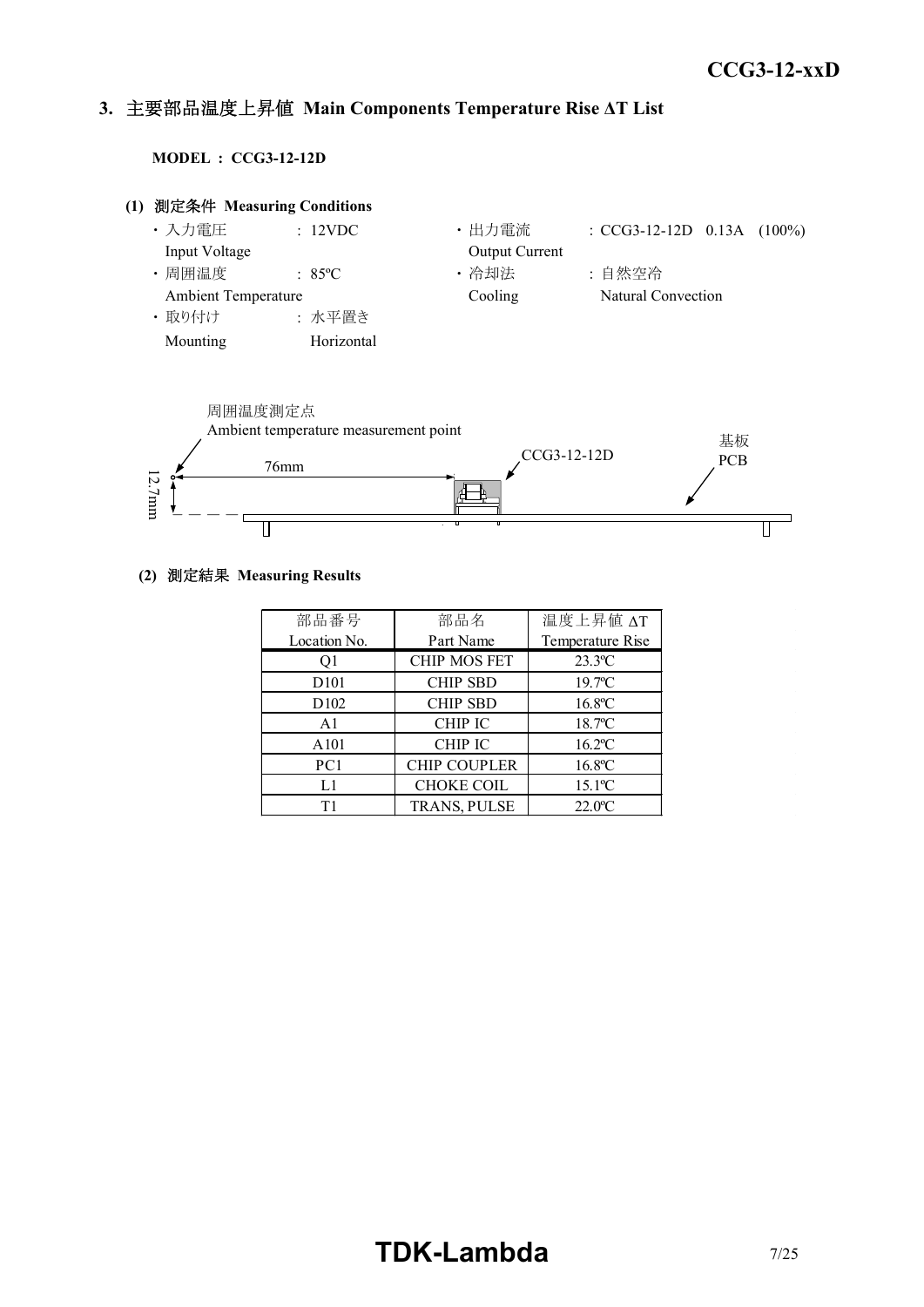## 3. 主要部品温度上昇値 Main Components Temperature Rise ΔT List

**MODEL : CCG3-12-12D**

### (1) 測定条件 Measuring Conditions

- 入力電圧 Input Voltage : 12VDC
- 出力電流 Output Current : CCG3-12-12D 0.13A (100%)
- 周囲温度 Ambient Temperature : 85ºC
- 冷却法 Cooling : 自然空冷 Natural Convection
- 取り付け Mounting : 水平置き Horizontal

周囲温度測定点
Ambient temperature measurement point

76mm

12.7mm

CCG3-12-12D

基板
PCB

### (2) 測定結果 Measuring Results

| 部品番号<br>Location No. | 部品名<br>Part Name | 温度上昇値 ΔT<br>Temperature Rise |
|---|---|---|
| Q1 | CHIP MOS FET | 23.3ºC |
| D101 | CHIP SBD | 19.7ºC |
| D102 | CHIP SBD | 16.8ºC |
| A1 | CHIP IC | 18.7ºC |
| A101 | CHIP IC | 16.2ºC |
| PC1 | CHIP COUPLER | 16.8ºC |
| L1 | CHOKE COIL | 15.1ºC |
| T1 | TRANS, PULSE | 22.0ºC |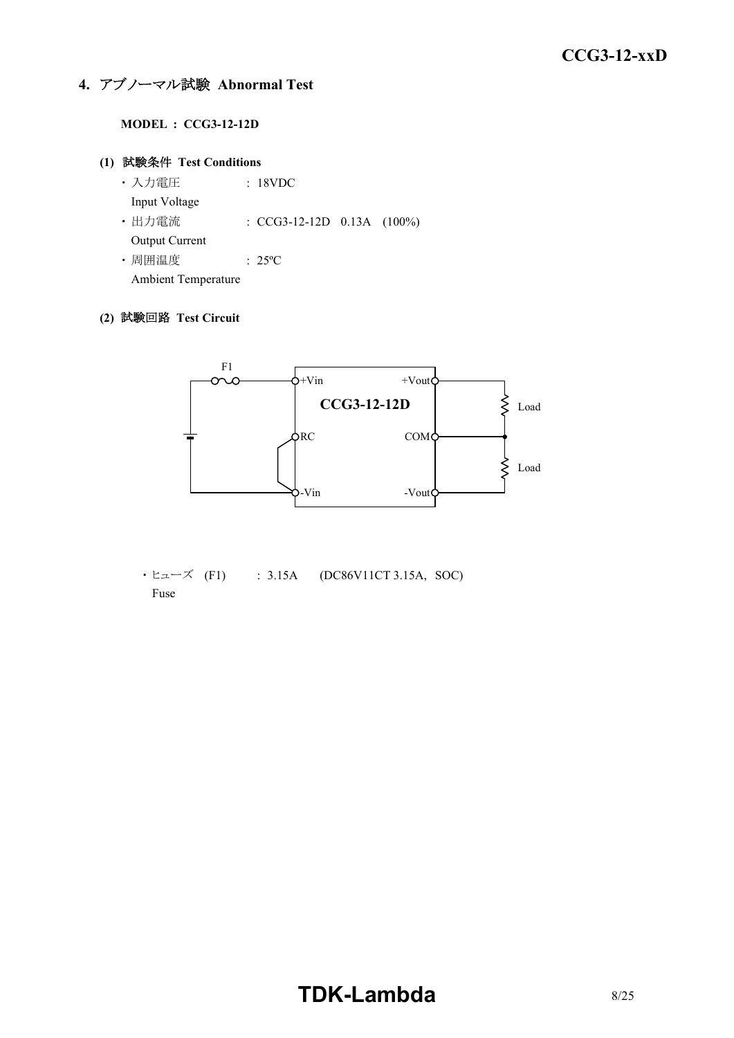## 4. アブノーマル試験 Abnormal Test

**MODEL : CCG3-12-12D**

### (1) 試験条件 Test Conditions

- 入力電圧 Input Voltage : 18VDC
- 出力電流 Output Current : CCG3-12-12D 0.13A (100%)
- 周囲温度 Ambient Temperature : 25ºC

### (2) 試験回路 Test Circuit

F1

+Vin +Vout

CCG3-12-12D

Load

RC COM

Load

-Vin -Vout

- ヒューズ (F1) Fuse : 3.15A (DC86V11CT 3.15A, SOC)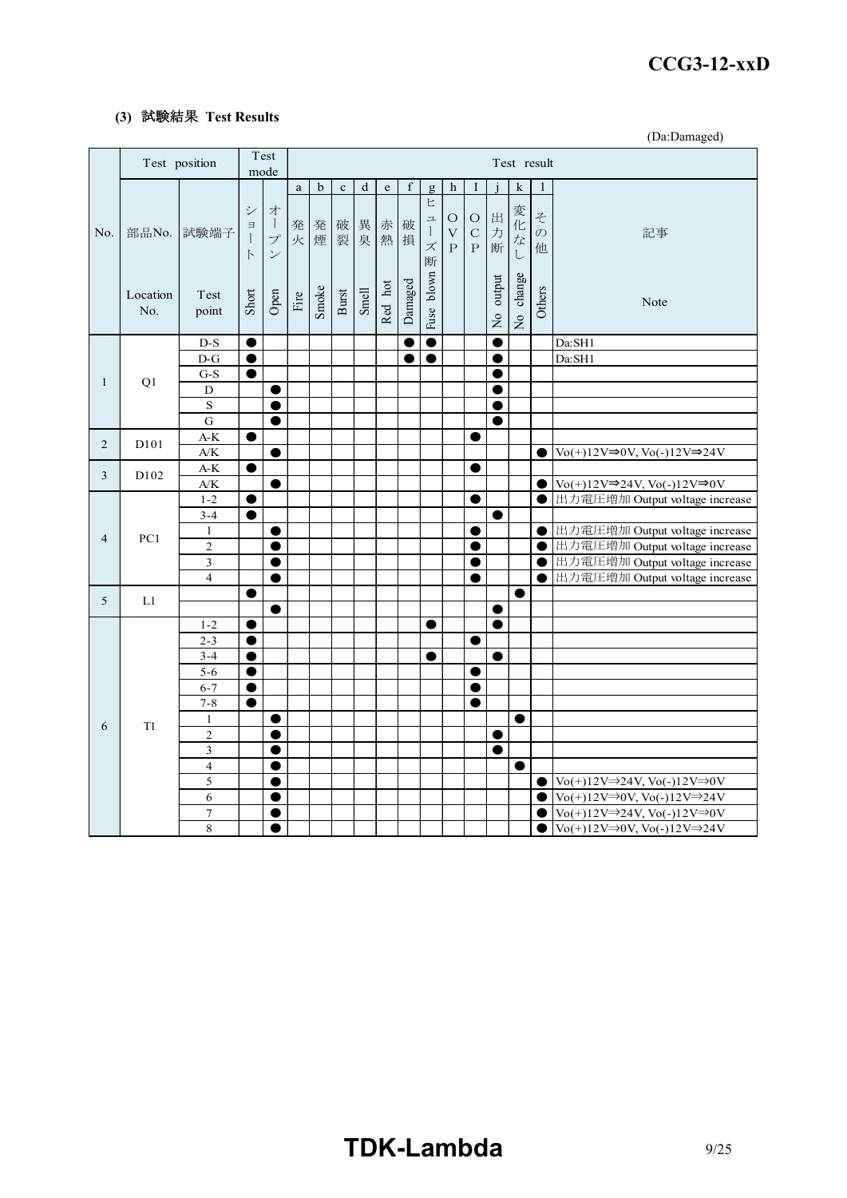### (3) 試験結果 Test Results

(Da:Damaged)

| No. | Test position | | Test mode | | Test result | | | | | | | | | | | | |
|---|---|---|---|---|---|---|---|---|---|---|---|---|---|---|---|---|---|
| | | | | | a | b | c | d | e | f | g | h | I | j | k | l | |
| No. | 部品No. Location No. | 試験端子 Test point | ショート Short | オープン Open | 発火 Fire | 発煙 Smoke | 破裂 Burst | 異臭 Smell | 赤熱 Red hot | 破損 Damaged | ヒューズ断 Fuse blown | OVP | OCP | 出力断 No output | 変化なし No change | その他 Others | 記事 Note |
| 1 | Q1 | D-S | ● | | | | | | | ● | ● | | | ● | | | Da:SH1 |
| | | D-G | ● | | | | | | | ● | ● | | | ● | | | Da:SH1 |
| | | G-S | ● | | | | | | | | | | | ● | | | |
| | | D | | ● | | | | | | | | | | ● | | | |
| | | S | | ● | | | | | | | | | | ● | | | |
| | | G | | ● | | | | | | | | | | ● | | | |
| 2 | D101 | A-K | ● | | | | | | | | | | ● | | | | |
| | | A/K | | ● | | | | | | | | | | | | ● | Vo(+)12V⇒0V, Vo(-)12V⇒24V |
| 3 | D102 | A-K | ● | | | | | | | | | | ● | | | | |
| | | A/K | | ● | | | | | | | | | | | | ● | Vo(+)12V⇒24V, Vo(-)12V⇒0V |
| 4 | PC1 | 1-2 | ● | | | | | | | | | | ● | | | ● | 出力電圧増加 Output voltage increase |
| | | 3-4 | ● | | | | | | | | | | | ● | | | |
| | | 1 | | ● | | | | | | | | | ● | | | ● | 出力電圧増加 Output voltage increase |
| | | 2 | | ● | | | | | | | | | ● | | | ● | 出力電圧増加 Output voltage increase |
| | | 3 | | ● | | | | | | | | | ● | | | ● | 出力電圧増加 Output voltage increase |
| | | 4 | | ● | | | | | | | | | ● | | | ● | 出力電圧増加 Output voltage increase |
| 5 | L1 | | ● | | | | | | | | | | | | ● | | |
| | | | | ● | | | | | | | | | | ● | | | |
| 6 | T1 | 1-2 | ● | | | | | | | | ● | | | ● | | | |
| | | 2-3 | ● | | | | | | | | | | ● | | | | |
| | | 3-4 | ● | | | | | | | | ● | | | ● | | | |
| | | 5-6 | ● | | | | | | | | | | ● | | | | |
| | | 6-7 | ● | | | | | | | | | | ● | | | | |
| | | 7-8 | ● | | | | | | | | | | ● | | | | |
| | | 1 | | ● | | | | | | | | | | | ● | | |
| | | 2 | | ● | | | | | | | | | | ● | | | |
| | | 3 | | ● | | | | | | | | | | ● | | | |
| | | 4 | | ● | | | | | | | | | | | ● | | |
| | | 5 | | ● | | | | | | | | | | | | ● | Vo(+)12V⇒24V, Vo(-)12V⇒0V |
| | | 6 | | ● | | | | | | | | | | | | ● | Vo(+)12V⇒0V, Vo(-)12V⇒24V |
| | | 7 | | ● | | | | | | | | | | | | ● | Vo(+)12V⇒24V, Vo(-)12V⇒0V |
| | | 8 | | ● | | | | | | | | | | | | ● | Vo(+)12V⇒0V, Vo(-)12V⇒24V |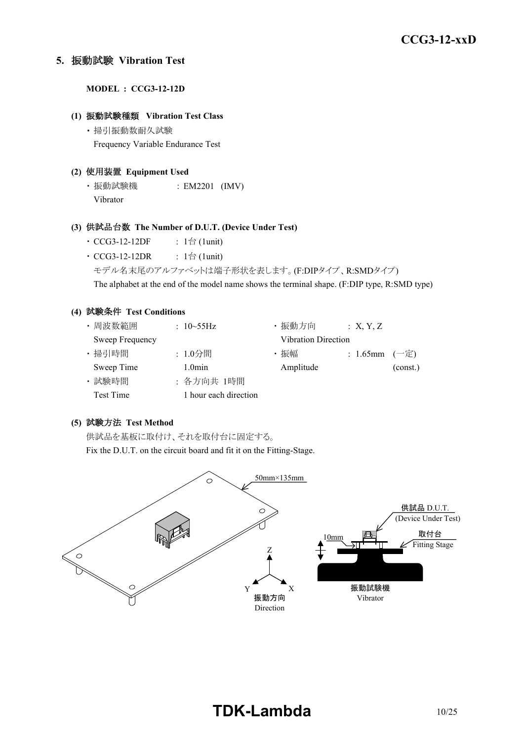## 5. 振動試験 Vibration Test

**MODEL : CCG3-12-12D**

### (1) 振動試験種類 Vibration Test Class

・掃引振動数耐久試験
Frequency Variable Endurance Test

### (2) 使用装置 Equipment Used

・振動試験機 : EM2201 (IMV)
Vibrator

### (3) 供試品台数 The Number of D.U.T. (Device Under Test)

・CCG3-12-12DF : 1台 (1unit)
・CCG3-12-12DR : 1台 (1unit)

モデル名末尾のアルファベットは端子形状を表します。(F:DIPタイプ、R:SMDタイプ)
The alphabet at the end of the model name shows the terminal shape. (F:DIP type, R:SMD type)

### (4) 試験条件 Test Conditions

・周波数範囲 Sweep Frequency : 10~55Hz
・掃引時間 Sweep Time : 1.0分間 1.0min
・試験時間 Test Time : 各方向共 1時間 1 hour each direction
・振動方向 Vibration Direction : X, Y, Z
・振幅 Amplitude : 1.65mm (一定) (const.)

### (5) 試験方法 Test Method

供試品を基板に取付け、それを取付台に固定する。
Fix the D.U.T. on the circuit board and fit it on the Fitting-Stage.

50mm×135mm

供試品 D.U.T. (Device Under Test)

取付台 Fitting Stage

10mm

振動試験機 Vibrator

振動方向 Direction (X, Y, Z)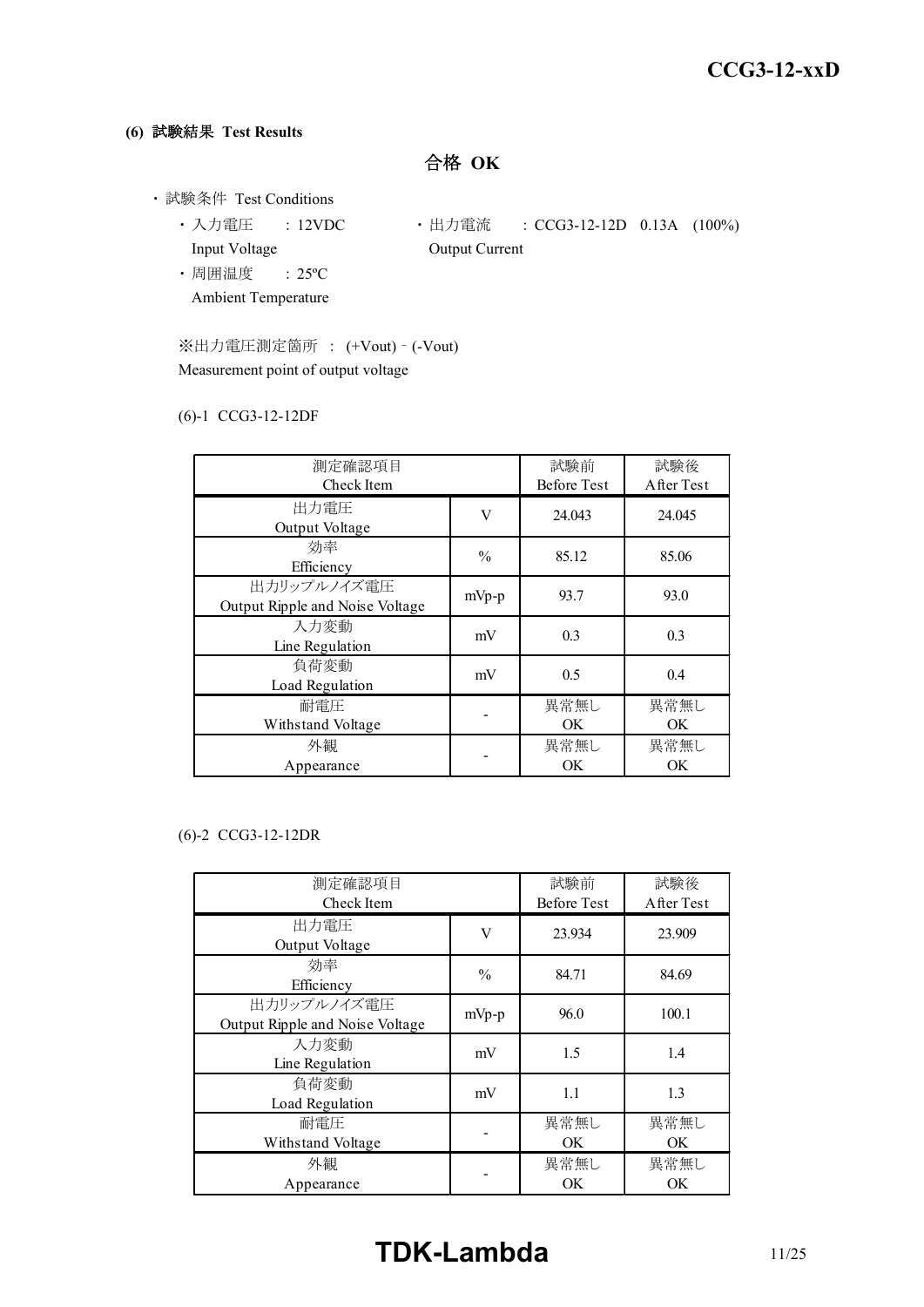**(6) 試験結果 Test Results**

**合格 OK**

- 試験条件 Test Conditions
  - 入力電圧 : 12VDC
    Input Voltage
  - 出力電流 : CCG3-12-12D 0.13A (100%)
    Output Current
  - 周囲温度 : 25ºC
    Ambient Temperature

※出力電圧測定箇所 : (+Vout) - (-Vout)
Measurement point of output voltage

(6)-1 CCG3-12-12DF

| 測定確認項目<br>Check Item | | 試験前<br>Before Test | 試験後<br>After Test |
|---|---|---|---|
| 出力電圧<br>Output Voltage | V | 24.043 | 24.045 |
| 効率<br>Efficiency | % | 85.12 | 85.06 |
| 出力リップルノイズ電圧<br>Output Ripple and Noise Voltage | mVp-p | 93.7 | 93.0 |
| 入力変動<br>Line Regulation | mV | 0.3 | 0.3 |
| 負荷変動<br>Load Regulation | mV | 0.5 | 0.4 |
| 耐電圧<br>Withstand Voltage | - | 異常無し<br>OK | 異常無し<br>OK |
| 外観<br>Appearance | - | 異常無し<br>OK | 異常無し<br>OK |

(6)-2 CCG3-12-12DR

| 測定確認項目<br>Check Item | | 試験前<br>Before Test | 試験後<br>After Test |
|---|---|---|---|
| 出力電圧<br>Output Voltage | V | 23.934 | 23.909 |
| 効率<br>Efficiency | % | 84.71 | 84.69 |
| 出力リップルノイズ電圧<br>Output Ripple and Noise Voltage | mVp-p | 96.0 | 100.1 |
| 入力変動<br>Line Regulation | mV | 1.5 | 1.4 |
| 負荷変動<br>Load Regulation | mV | 1.1 | 1.3 |
| 耐電圧<br>Withstand Voltage | - | 異常無し<br>OK | 異常無し<br>OK |
| 外観<br>Appearance | - | 異常無し<br>OK | 異常無し<br>OK |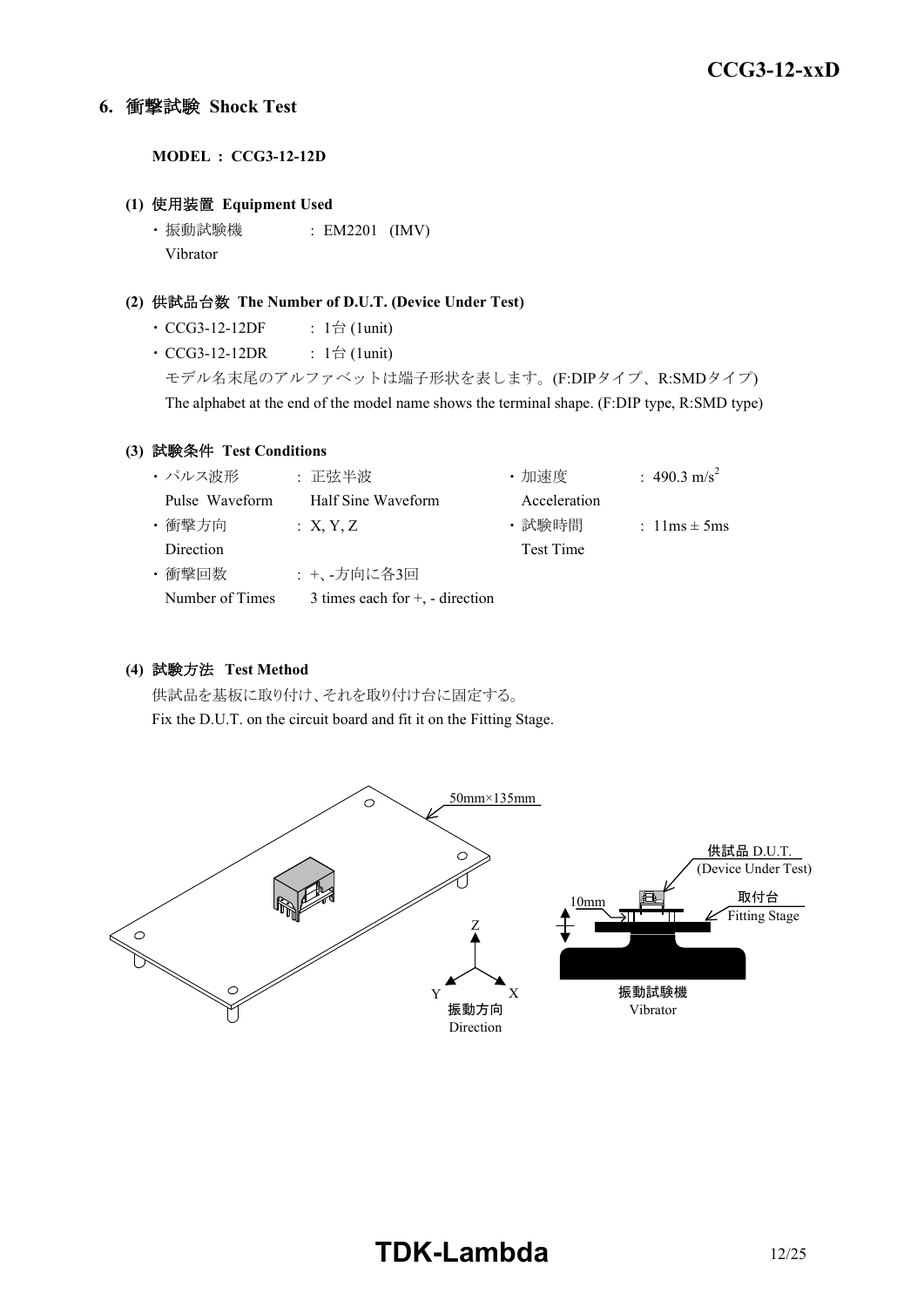## 6. 衝撃試験 Shock Test

**MODEL : CCG3-12-12D**

**(1) 使用装置 Equipment Used**

・振動試験機 Vibrator : EM2201 (IMV)

**(2) 供試品台数 The Number of D.U.T. (Device Under Test)**

・CCG3-12-12DF : 1台 (1unit)

・CCG3-12-12DR : 1台 (1unit)

モデル名末尾のアルファベットは端子形状を表します。(F:DIPタイプ、R:SMDタイプ)

The alphabet at the end of the model name shows the terminal shape. (F:DIP type, R:SMD type)

**(3) 試験条件 Test Conditions**

| | | | |
|---|---|---|---|
| ・パルス波形 Pulse Waveform | : 正弦半波 Half Sine Waveform | ・加速度 Acceleration | : 490.3 $m/s^2$ |
| ・衝撃方向 Direction | : X, Y, Z | ・試験時間 Test Time | : 11ms ± 5ms |
| ・衝撃回数 Number of Times | : +、-方向に各3回 3 times each for +, - direction | | |

**(4) 試験方法 Test Method**

供試品を基板に取り付け、それを取り付け台に固定する。

Fix the D.U.T. on the circuit board and fit it on the Fitting Stage.

50mm×135mm

供試品 D.U.T. (Device Under Test)

10mm

取付台 Fitting Stage

振動試験機 Vibrator

振動方向 Direction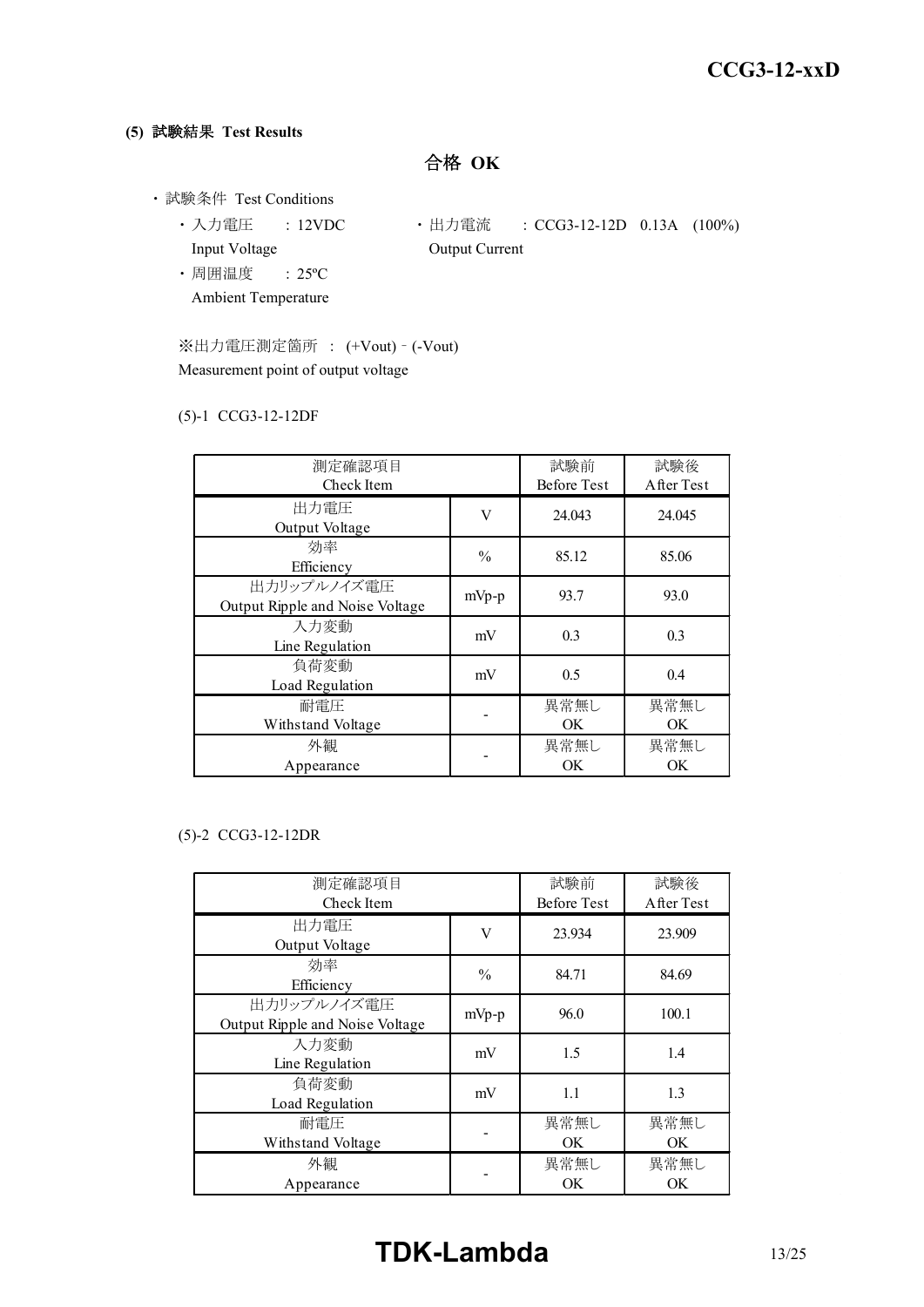**(5) 試験結果 Test Results**

**合格 OK**

・試験条件 Test Conditions

- ・入力電圧 : 12VDC
  Input Voltage
- ・出力電流 : CCG3-12-12D 0.13A (100%)
  Output Current
- ・周囲温度 : 25ºC
  Ambient Temperature

※出力電圧測定箇所 : (+Vout) - (-Vout)
Measurement point of output voltage

(5)-1 CCG3-12-12DF

| 測定確認項目<br>Check Item | | 試験前<br>Before Test | 試験後<br>After Test |
|---|---|---|---|
| 出力電圧<br>Output Voltage | V | 24.043 | 24.045 |
| 効率<br>Efficiency | % | 85.12 | 85.06 |
| 出力リップルノイズ電圧<br>Output Ripple and Noise Voltage | mVp-p | 93.7 | 93.0 |
| 入力変動<br>Line Regulation | mV | 0.3 | 0.3 |
| 負荷変動<br>Load Regulation | mV | 0.5 | 0.4 |
| 耐電圧<br>Withstand Voltage | - | 異常無し<br>OK | 異常無し<br>OK |
| 外観<br>Appearance | - | 異常無し<br>OK | 異常無し<br>OK |

(5)-2 CCG3-12-12DR

| 測定確認項目<br>Check Item | | 試験前<br>Before Test | 試験後<br>After Test |
|---|---|---|---|
| 出力電圧<br>Output Voltage | V | 23.934 | 23.909 |
| 効率<br>Efficiency | % | 84.71 | 84.69 |
| 出力リップルノイズ電圧<br>Output Ripple and Noise Voltage | mVp-p | 96.0 | 100.1 |
| 入力変動<br>Line Regulation | mV | 1.5 | 1.4 |
| 負荷変動<br>Load Regulation | mV | 1.1 | 1.3 |
| 耐電圧<br>Withstand Voltage | - | 異常無し<br>OK | 異常無し<br>OK |
| 外観<br>Appearance | - | 異常無し<br>OK | 異常無し<br>OK |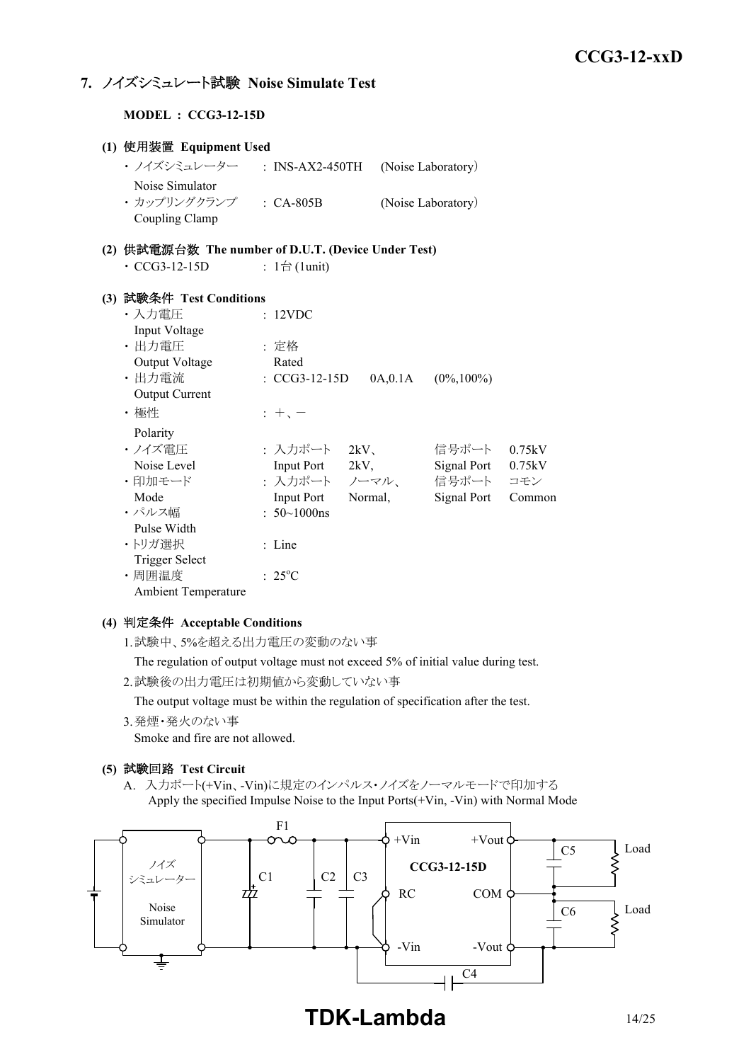## 7. ノイズシミュレート試験 Noise Simulate Test

**MODEL : CCG3-12-15D**

### (1) 使用装置 Equipment Used

- ノイズシミュレーター : INS-AX2-450TH (Noise Laboratory)
  Noise Simulator
- カップリングクランプ : CA-805B (Noise Laboratory)
  Coupling Clamp

### (2) 供試電源台数 The number of D.U.T. (Device Under Test)

- CCG3-12-15D : 1台 (1unit)

### (3) 試験条件 Test Conditions

- 入力電圧 Input Voltage : 12VDC
- 出力電圧 Output Voltage : 定格 Rated
- 出力電流 Output Current : CCG3-12-15D 0A,0.1A (0%,100%)
- 極性 Polarity : ＋、－
- ノイズ電圧 Noise Level : 入力ポート Input Port 2kV、 信号ポート Signal Port 0.75kV
- 印加モード Mode : 入力ポート Input Port ノーマル、Normal, 信号ポート Signal Port コモン Common
- パルス幅 Pulse Width : 50~1000ns
- トリガ選択 Trigger Select : Line
- 周囲温度 Ambient Temperature : 25°C

### (4) 判定条件 Acceptable Conditions

1. 試験中、5%を超える出力電圧の変動のない事
   The regulation of output voltage must not exceed 5% of initial value during test.
2. 試験後の出力電圧は初期値から変動していない事
   The output voltage must be within the regulation of specification after the test.
3. 発煙・発火のない事
   Smoke and fire are not allowed.

### (5) 試験回路 Test Circuit

A. 入力ポート(+Vin、-Vin)に規定のインパルス・ノイズをノーマルモードで印加する
   Apply the specified Impulse Noise to the Input Ports(+Vin, -Vin) with Normal Mode

ノイズシミュレーター Noise Simulator, F1, C1, C2, C3, +Vin, RC, -Vin, CCG3-12-15D, +Vout, COM, -Vout, C4, C5, C6, Load, Load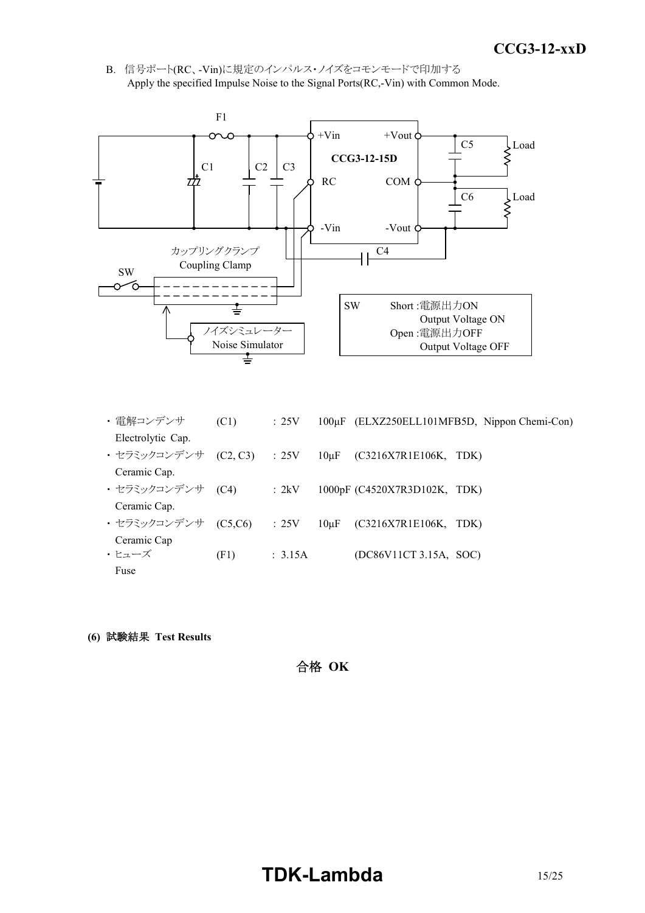B. 信号ポート(RC、-Vin)に規定のインパルス・ノイズをコモンモードで印加する
Apply the specified Impulse Noise to the Signal Ports(RC,-Vin) with Common Mode.

| SW | |
|---|---|
| Short :電源出力ON | Output Voltage ON |
| Open :電源出力OFF | Output Voltage OFF |

- 電解コンデンサ (C1) : 25V 100μF (ELXZ250ELL101MFB5D, Nippon Chemi-Con)
  Electrolytic Cap.
- セラミックコンデンサ (C2, C3) : 25V 10μF (C3216X7R1E106K, TDK)
  Ceramic Cap.
- セラミックコンデンサ (C4) : 2kV 1000pF (C4520X7R3D102K, TDK)
  Ceramic Cap.
- セラミックコンデンサ (C5,C6) : 25V 10μF (C3216X7R1E106K, TDK)
  Ceramic Cap
- ヒューズ (F1) : 3.15A (DC86V11CT 3.15A, SOC)
  Fuse

**(6) 試験結果 Test Results**

**合格 OK**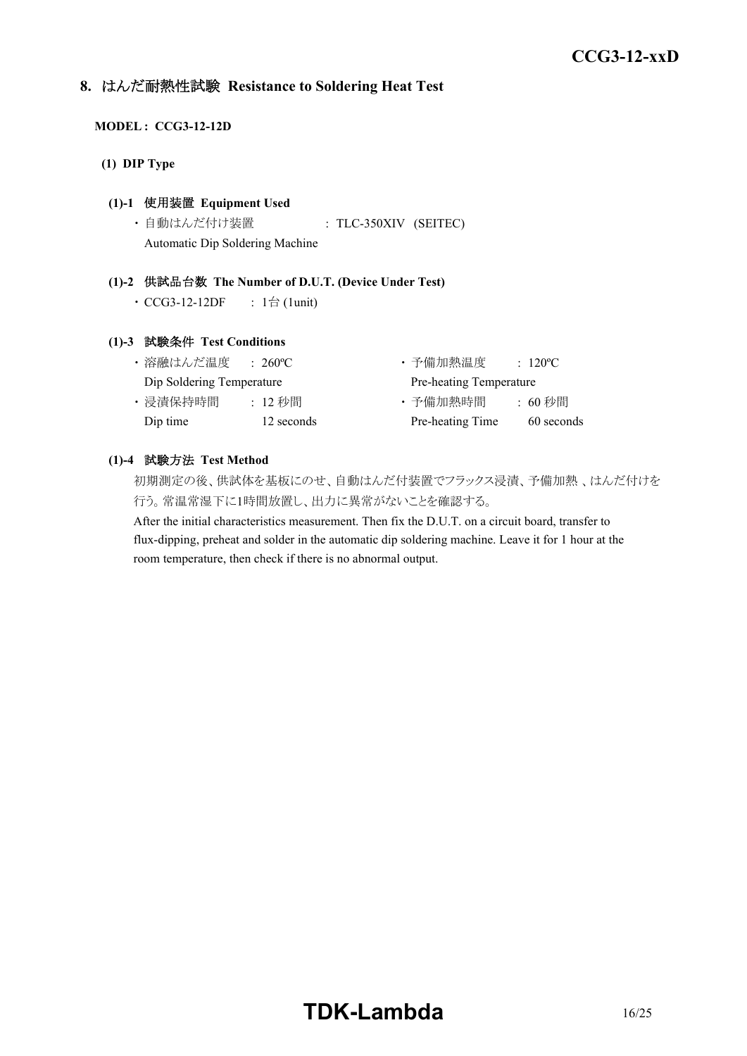## 8. はんだ耐熱性試験 Resistance to Soldering Heat Test

**MODEL : CCG3-12-12D**

**(1) DIP Type**

**(1)-1 使用装置 Equipment Used**

・自動はんだ付け装置 : TLC-350XIV (SEITEC)
Automatic Dip Soldering Machine

**(1)-2 供試品台数 The Number of D.U.T. (Device Under Test)**

・CCG3-12-12DF : 1台 (1unit)

**(1)-3 試験条件 Test Conditions**

・溶融はんだ温度 : 260ºC
Dip Soldering Temperature

・浸漬保持時間 : 12 秒間
Dip time 12 seconds

・予備加熱温度 : 120ºC
Pre-heating Temperature

・予備加熱時間 : 60 秒間
Pre-heating Time 60 seconds

**(1)-4 試験方法 Test Method**

初期測定の後、供試体を基板にのせ、自動はんだ付装置でフラックス浸漬、予備加熱 、はんだ付けを行う。常温常湿下に1時間放置し、出力に異常がないことを確認する。

After the initial characteristics measurement. Then fix the D.U.T. on a circuit board, transfer to flux-dipping, preheat and solder in the automatic dip soldering machine. Leave it for 1 hour at the room temperature, then check if there is no abnormal output.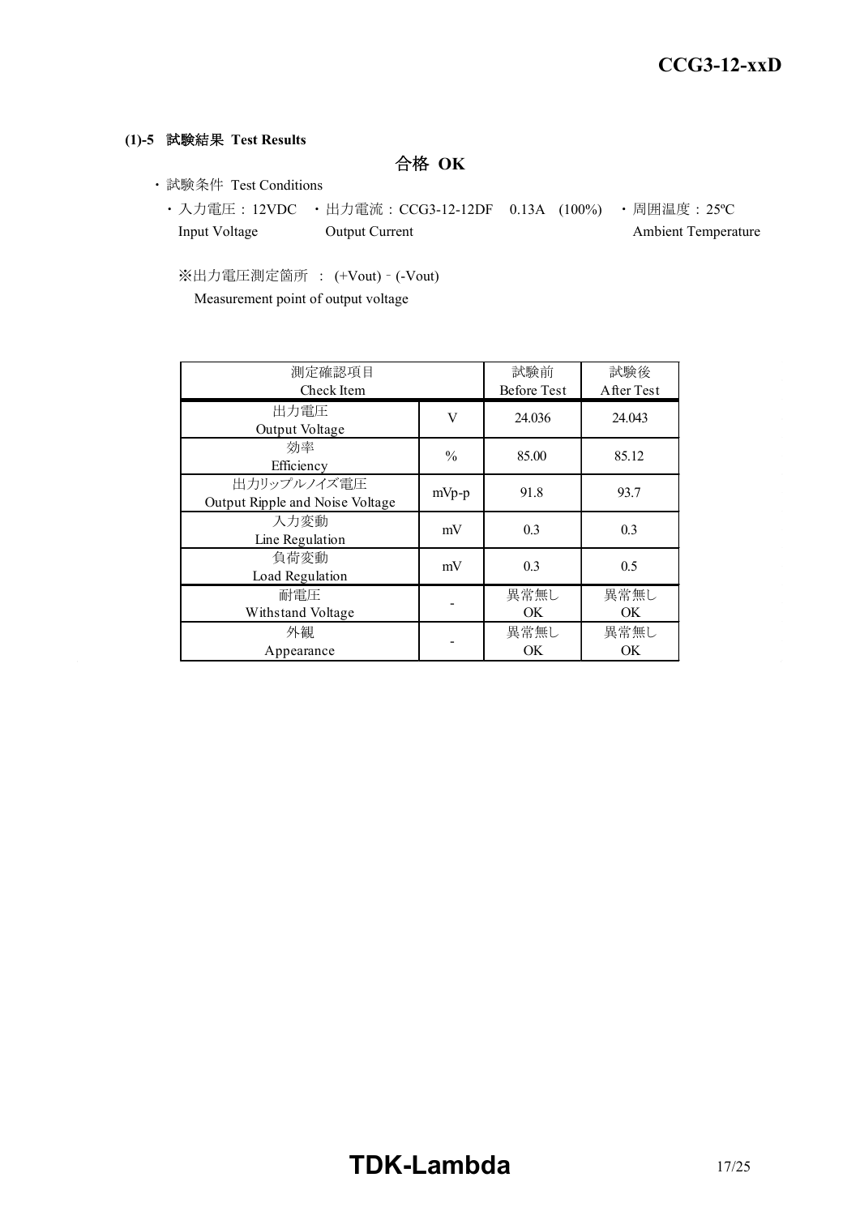### (1)-5 試験結果 Test Results

**合格 OK**

- 試験条件 Test Conditions
  - 入力電圧：12VDC Input Voltage
  - 出力電流：CCG3-12-12DF 0.13A (100%) Output Current
  - 周囲温度：25ºC Ambient Temperature

※出力電圧測定箇所 ： (+Vout) - (-Vout)
Measurement point of output voltage

| 測定確認項目<br>Check Item | | 試験前<br>Before Test | 試験後<br>After Test |
|---|---|---|---|
| 出力電圧<br>Output Voltage | V | 24.036 | 24.043 |
| 効率<br>Efficiency | % | 85.00 | 85.12 |
| 出力リップルノイズ電圧<br>Output Ripple and Noise Voltage | mVp-p | 91.8 | 93.7 |
| 入力変動<br>Line Regulation | mV | 0.3 | 0.3 |
| 負荷変動<br>Load Regulation | mV | 0.3 | 0.5 |
| 耐電圧<br>Withstand Voltage | - | 異常無し<br>OK | 異常無し<br>OK |
| 外観<br>Appearance | - | 異常無し<br>OK | 異常無し<br>OK |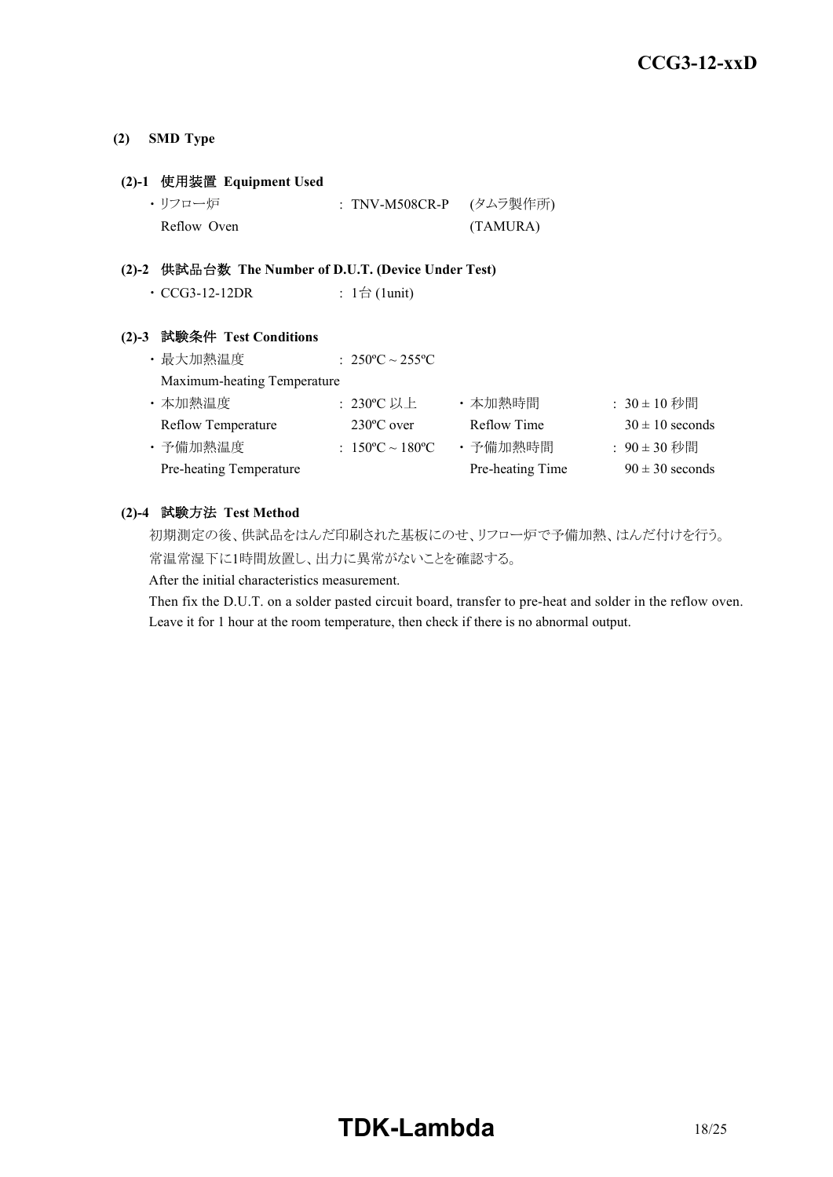**(2) SMD Type**

**(2)-1 使用装置 Equipment Used**

・リフロー炉 : TNV-M508CR-P (タムラ製作所)
Reflow Oven (TAMURA)

**(2)-2 供試品台数 The Number of D.U.T. (Device Under Test)**

・CCG3-12-12DR : 1台 (1unit)

**(2)-3 試験条件 Test Conditions**

・最大加熱温度 : 250ºC ~ 255ºC
Maximum-heating Temperature

・本加熱温度 : 230ºC 以上 ・本加熱時間 : 30 ± 10 秒間
Reflow Temperature 230ºC over Reflow Time 30 ± 10 seconds

・予備加熱温度 : 150ºC ~ 180ºC ・予備加熱時間 : 90 ± 30 秒間
Pre-heating Temperature Pre-heating Time 90 ± 30 seconds

**(2)-4 試験方法 Test Method**

初期測定の後、供試品をはんだ印刷された基板にのせ、リフロー炉で予備加熱、はんだ付けを行う。
常温常湿下に1時間放置し、出力に異常がないことを確認する。

After the initial characteristics measurement.
Then fix the D.U.T. on a solder pasted circuit board, transfer to pre-heat and solder in the reflow oven.
Leave it for 1 hour at the room temperature, then check if there is no abnormal output.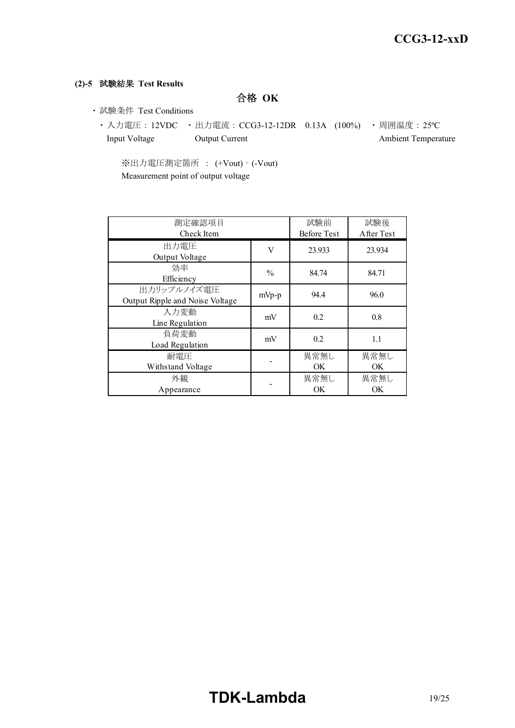**(2)-5 試験結果 Test Results**

**合格 OK**

- 試験条件 Test Conditions
  - 入力電圧：12VDC Input Voltage
  - 出力電流：CCG3-12-12DR 0.13A (100%) Output Current
  - 周囲温度：25ºC Ambient Temperature

※出力電圧測定箇所 ： (+Vout) - (-Vout)
Measurement point of output voltage

| 測定確認項目<br>Check Item | | 試験前<br>Before Test | 試験後<br>After Test |
|---|---|---|---|
| 出力電圧<br>Output Voltage | V | 23.933 | 23.934 |
| 効率<br>Efficiency | % | 84.74 | 84.71 |
| 出力リップルノイズ電圧<br>Output Ripple and Noise Voltage | mVp-p | 94.4 | 96.0 |
| 入力変動<br>Line Regulation | mV | 0.2 | 0.8 |
| 負荷変動<br>Load Regulation | mV | 0.2 | 1.1 |
| 耐電圧<br>Withstand Voltage | - | 異常無し<br>OK | 異常無し<br>OK |
| 外観<br>Appearance | - | 異常無し<br>OK | 異常無し<br>OK |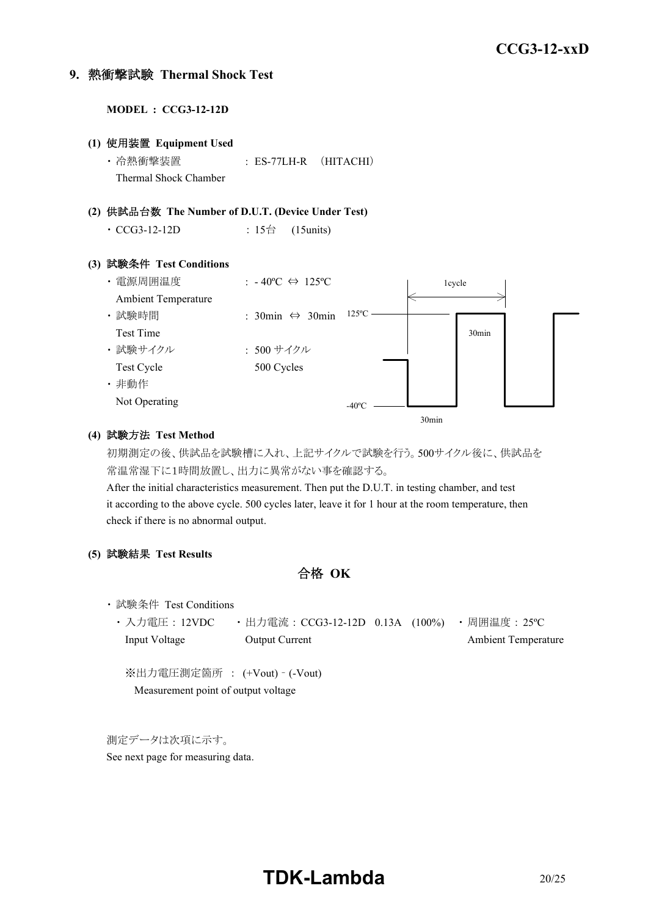## 9. 熱衝撃試験 Thermal Shock Test

**MODEL : CCG3-12-12D**

**(1) 使用装置 Equipment Used**

- 冷熱衝撃装置 Thermal Shock Chamber : ES-77LH-R (HITACHI)

**(2) 供試品台数 The Number of D.U.T. (Device Under Test)**

- CCG3-12-12D : 15台 (15units)

**(3) 試験条件 Test Conditions**

- 電源周囲温度 Ambient Temperature : - 40ºC ⇔ 125ºC
- 試験時間 Test Time : 30min ⇔ 30min
- 試験サイクル Test Cycle : 500 サイクル 500 Cycles
- 非動作 Not Operating

1cycle

125ºC 30min

-40ºC 30min

**(4) 試験方法 Test Method**

初期測定の後、供試品を試験槽に入れ、上記サイクルで試験を行う。500サイクル後に、供試品を常温常湿下に1時間放置し、出力に異常がない事を確認する。

After the initial characteristics measurement. Then put the D.U.T. in testing chamber, and test it according to the above cycle. 500 cycles later, leave it for 1 hour at the room temperature, then check if there is no abnormal output.

**(5) 試験結果 Test Results**

**合格 OK**

- 試験条件 Test Conditions
  - 入力電圧 : 12VDC Input Voltage
  - 出力電流 : CCG3-12-12D 0.13A (100%) Output Current
  - 周囲温度 : 25ºC Ambient Temperature

※出力電圧測定箇所 : (+Vout) - (-Vout)
Measurement point of output voltage

測定データは次項に示す。
See next page for measuring data.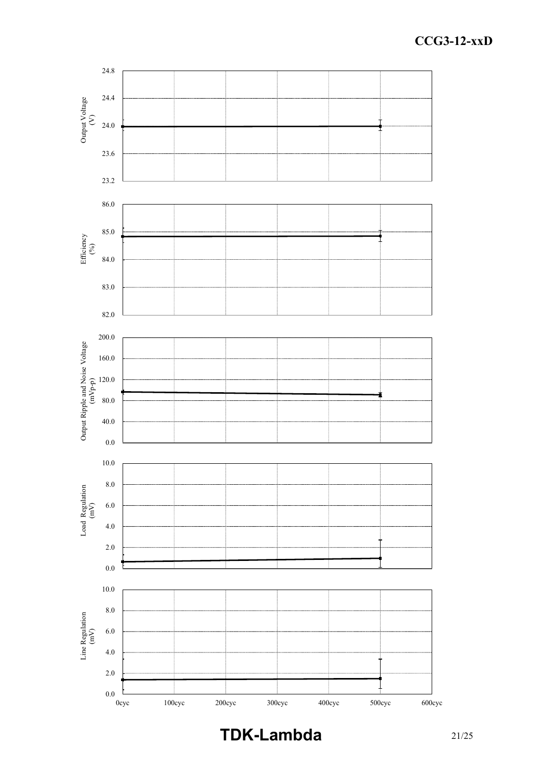Output Voltage (V)

24.8
24.4
24.0
23.6
23.2

Efficiency (%)

86.0
85.0
84.0
83.0
82.0

Output Ripple and Noise Voltage (mVp-p)

200.0
160.0
120.0
80.0
40.0
0.0

Load Regulation (mV)

10.0
8.0
6.0
4.0
2.0
0.0

Line Regulation (mV)

10.0
8.0
6.0
4.0
2.0
0.0

0cyc 100cyc 200cyc 300cyc 400cyc 500cyc 600cyc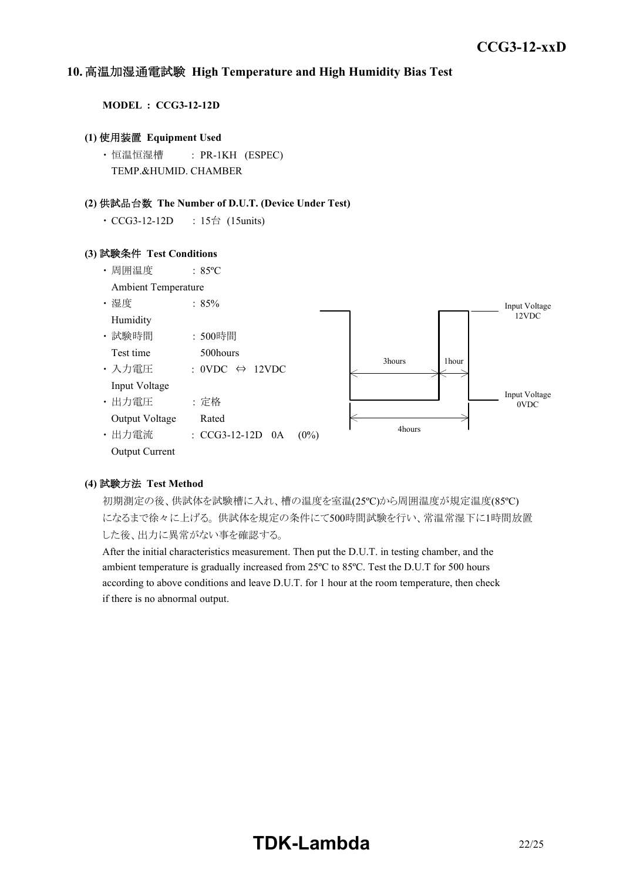## 10. 高温加湿通電試験 High Temperature and High Humidity Bias Test

**MODEL ： CCG3-12-12D**

**(1) 使用装置 Equipment Used**

- 恒温恒湿槽 ： PR-1KH (ESPEC)
  TEMP.&HUMID. CHAMBER

**(2) 供試品台数 The Number of D.U.T. (Device Under Test)**

- CCG3-12-12D ： 15台 (15units)

**(3) 試験条件 Test Conditions**

- 周囲温度 ： 85ºC
  Ambient Temperature
- 湿度 ： 85%
  Humidity
- 試験時間 ： 500時間
  Test time 500hours
- 入力電圧 ： 0VDC ⇔ 12VDC
  Input Voltage
- 出力電圧 ： 定格
  Output Voltage Rated
- 出力電流 ： CCG3-12-12D 0A (0%)
  Output Current

Input Voltage 12VDC
Input Voltage 0VDC
3hours
1hour
4hours

**(4) 試験方法 Test Method**

初期測定の後、供試体を試験槽に入れ、槽の温度を室温(25ºC)から周囲温度が規定温度(85ºC)になるまで徐々に上げる。供試体を規定の条件にて500時間試験を行い、常温常湿下に1時間放置した後、出力に異常がない事を確認する。

After the initial characteristics measurement. Then put the D.U.T. in testing chamber, and the ambient temperature is gradually increased from 25ºC to 85ºC. Test the D.U.T for 500 hours according to above conditions and leave D.U.T. for 1 hour at the room temperature, then check if there is no abnormal output.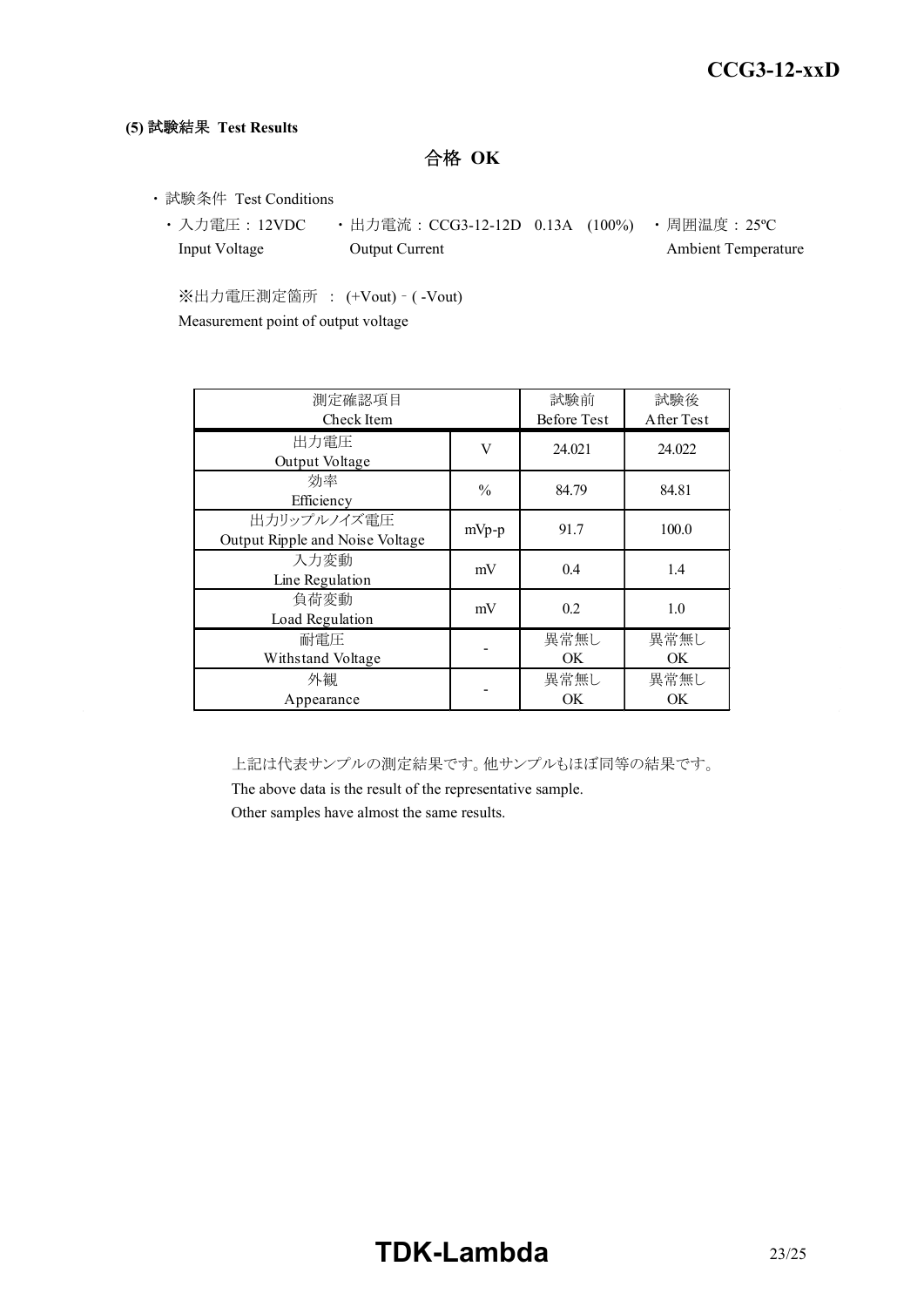**(5) 試験結果 Test Results**

**合格 OK**

・試験条件 Test Conditions

- 入力電圧：12VDC Input Voltage
- 出力電流：CCG3-12-12D 0.13A (100%) Output Current
- 周囲温度：25ºC Ambient Temperature

※出力電圧測定箇所 ： (+Vout) - ( -Vout)
Measurement point of output voltage

| 測定確認項目<br>Check Item | | 試験前<br>Before Test | 試験後<br>After Test |
|---|---|---|---|
| 出力電圧<br>Output Voltage | V | 24.021 | 24.022 |
| 効率<br>Efficiency | % | 84.79 | 84.81 |
| 出力リップルノイズ電圧<br>Output Ripple and Noise Voltage | mVp-p | 91.7 | 100.0 |
| 入力変動<br>Line Regulation | mV | 0.4 | 1.4 |
| 負荷変動<br>Load Regulation | mV | 0.2 | 1.0 |
| 耐電圧<br>Withstand Voltage | - | 異常無し<br>OK | 異常無し<br>OK |
| 外観<br>Appearance | - | 異常無し<br>OK | 異常無し<br>OK |

上記は代表サンプルの測定結果です。他サンプルもほぼ同等の結果です。
The above data is the result of the representative sample.
Other samples have almost the same results.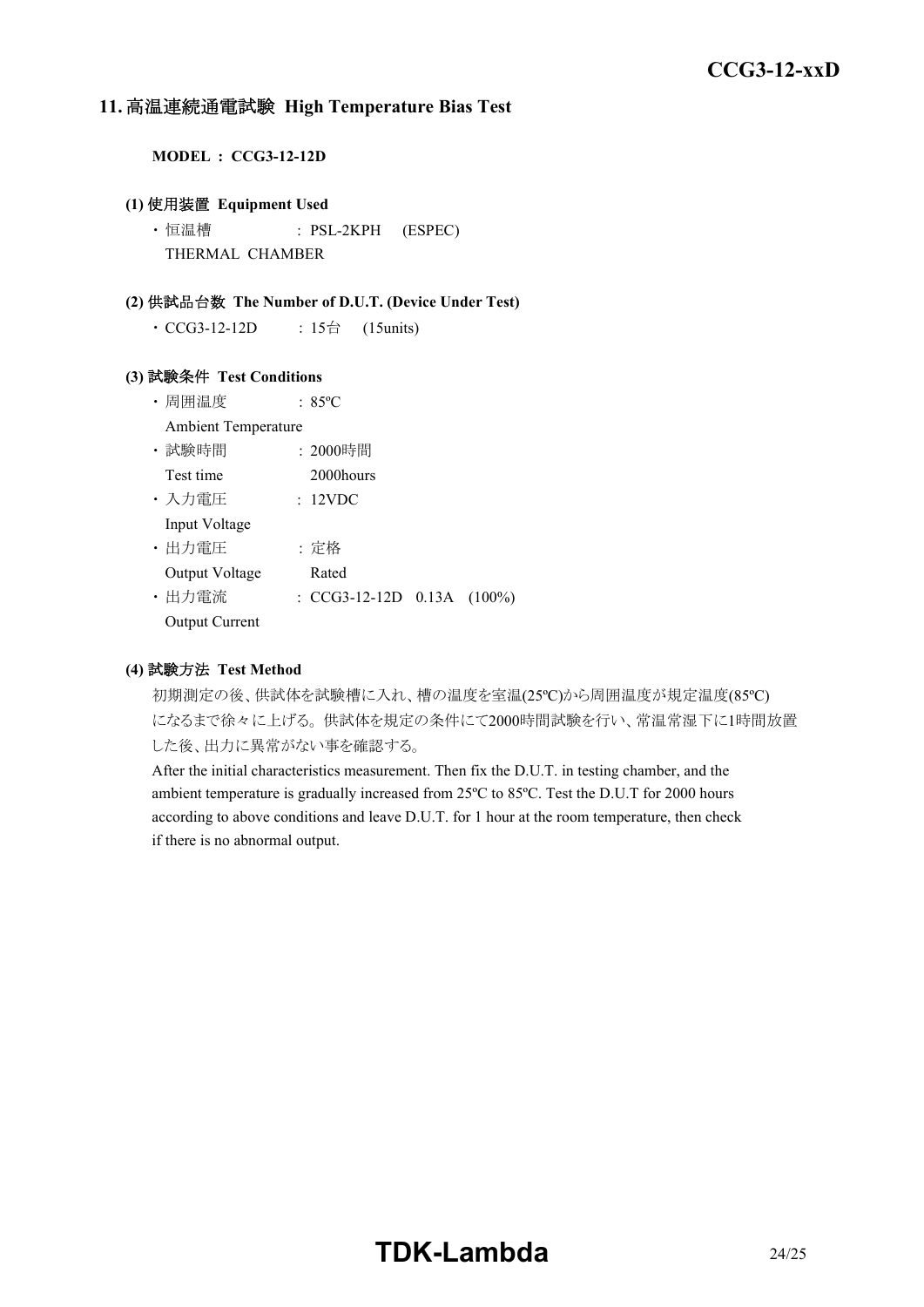## 11. 高温連続通電試験 High Temperature Bias Test

**MODEL : CCG3-12-12D**

### (1) 使用装置 Equipment Used

・恒温槽 : PSL-2KPH (ESPEC)
THERMAL CHAMBER

### (2) 供試品台数 The Number of D.U.T. (Device Under Test)

・CCG3-12-12D : 15台 (15units)

### (3) 試験条件 Test Conditions

・周囲温度 : 85ºC
Ambient Temperature

・試験時間 : 2000時間
Test time 2000hours

・入力電圧 : 12VDC
Input Voltage

・出力電圧 : 定格
Output Voltage Rated

・出力電流 : CCG3-12-12D 0.13A (100%)
Output Current

### (4) 試験方法 Test Method

初期測定の後、供試体を試験槽に入れ、槽の温度を室温(25ºC)から周囲温度が規定温度(85ºC)になるまで徐々に上げる。供試体を規定の条件にて2000時間試験を行い、常温常湿下に1時間放置した後、出力に異常がない事を確認する。

After the initial characteristics measurement. Then fix the D.U.T. in testing chamber, and the ambient temperature is gradually increased from 25ºC to 85ºC. Test the D.U.T for 2000 hours according to above conditions and leave D.U.T. for 1 hour at the room temperature, then check if there is no abnormal output.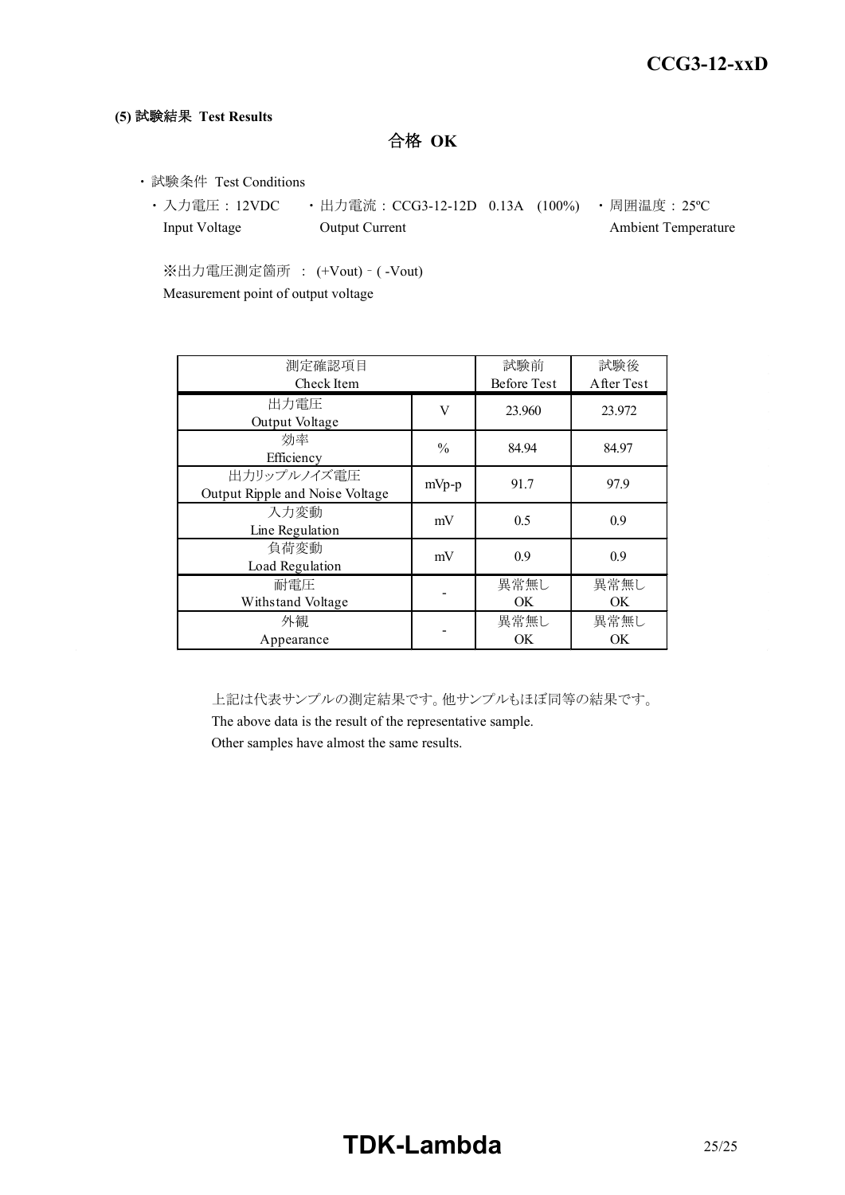**(5) 試験結果 Test Results**

**合格 OK**

- 試験条件 Test Conditions
  - 入力電圧：12VDC Input Voltage
  - 出力電流：CCG3-12-12D 0.13A (100%) Output Current
  - 周囲温度：25ºC Ambient Temperature

※出力電圧測定箇所 ： (+Vout) - ( -Vout)
Measurement point of output voltage

| 測定確認項目 Check Item | | 試験前 Before Test | 試験後 After Test |
|---|---|---|---|
| 出力電圧 Output Voltage | V | 23.960 | 23.972 |
| 効率 Efficiency | % | 84.94 | 84.97 |
| 出力リップルノイズ電圧 Output Ripple and Noise Voltage | mVp-p | 91.7 | 97.9 |
| 入力変動 Line Regulation | mV | 0.5 | 0.9 |
| 負荷変動 Load Regulation | mV | 0.9 | 0.9 |
| 耐電圧 Withstand Voltage | - | 異常無し OK | 異常無し OK |
| 外観 Appearance | - | 異常無し OK | 異常無し OK |

上記は代表サンプルの測定結果です。他サンプルもほぼ同等の結果です。
The above data is the result of the representative sample.
Other samples have almost the same results.